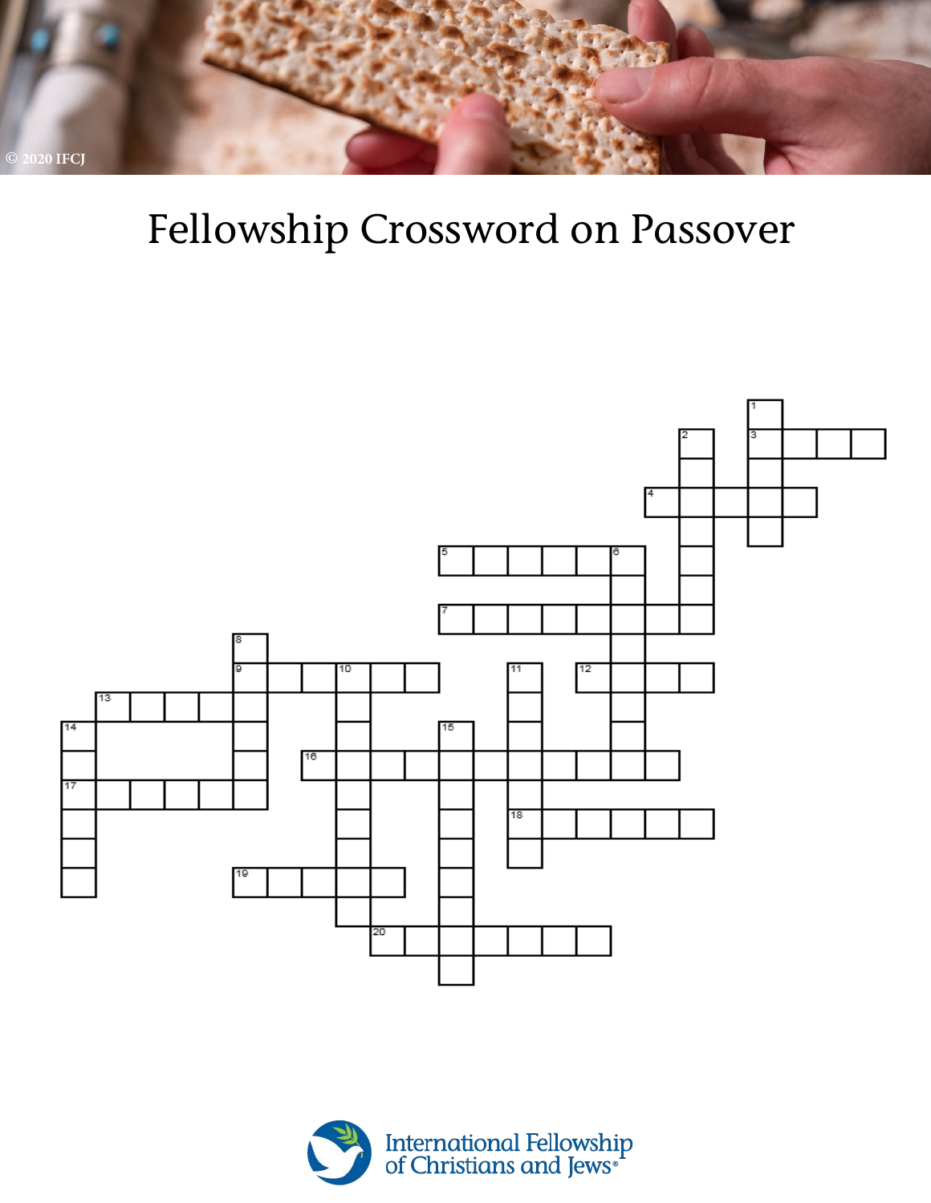© 2020 IFCJ

# Fellowship Crossword on Passover

International Fellowship of Christians and Jews®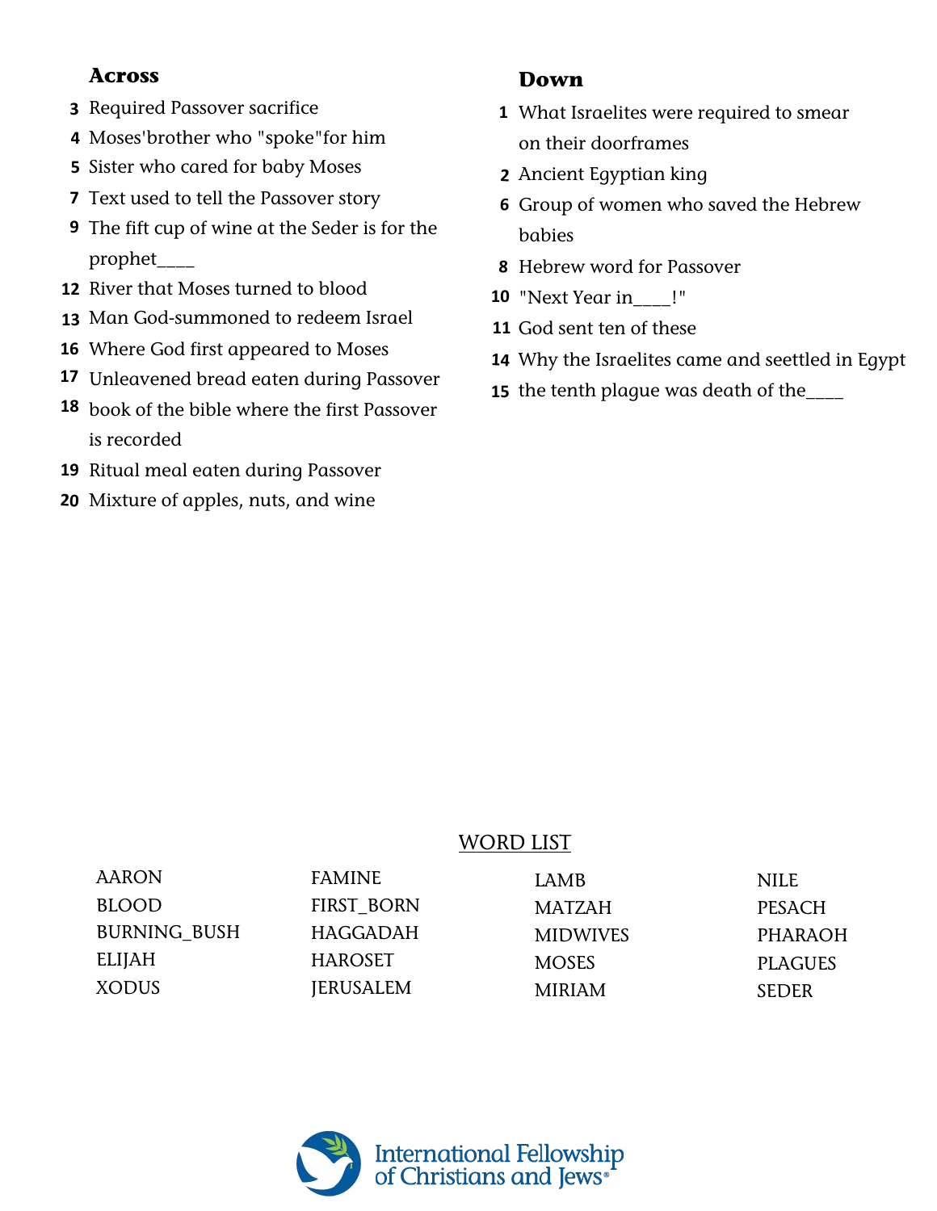## Across

3 Required Passover sacrifice

4 Moses'brother who "spoke"for him

5 Sister who cared for baby Moses

7 Text used to tell the Passover story

9 The fift cup of wine at the Seder is for the prophet____

12 River that Moses turned to blood

13 Man God-summoned to redeem Israel

16 Where God first appeared to Moses

17 Unleavened bread eaten during Passover

18 book of the bible where the first Passover is recorded

19 Ritual meal eaten during Passover

20 Mixture of apples, nuts, and wine

## Down

1 What Israelites were required to smear on their doorframes

2 Ancient Egyptian king

6 Group of women who saved the Hebrew babies

8 Hebrew word for Passover

10 "Next Year in____!"

11 God sent ten of these

14 Why the Israelites came and seettled in Egypt

15 the tenth plague was death of the____

WORD LIST

| | | | |
|---|---|---|---|
| AARON | FAMINE | LAMB | NILE |
| BLOOD | FIRST_BORN | MATZAH | PESACH |
| BURNING_BUSH | HAGGADAH | MIDWIVES | PHARAOH |
| ELIJAH | HAROSET | MOSES | PLAGUES |
| XODUS | JERUSALEM | MIRIAM | SEDER |

International Fellowship of Christians and Jews®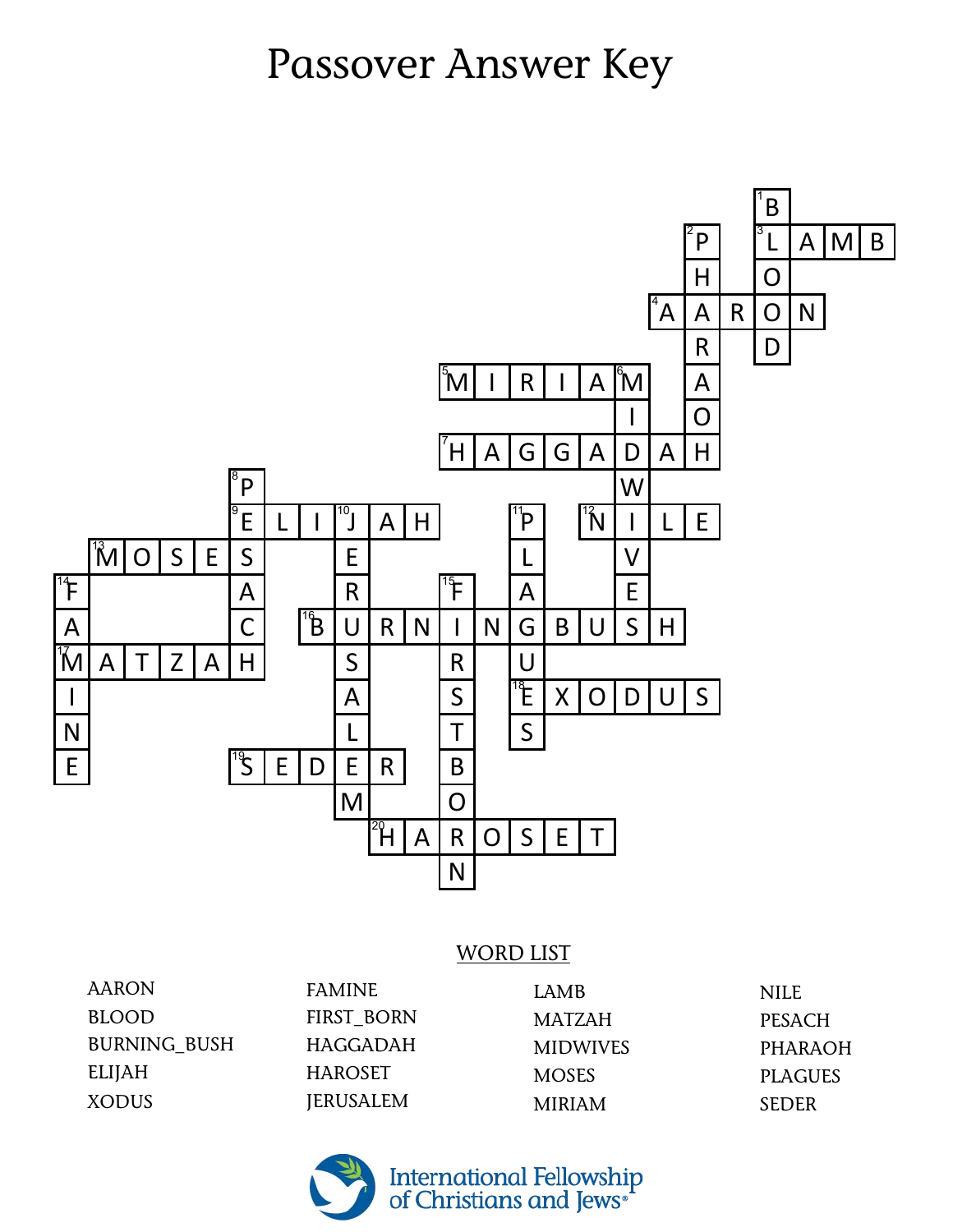# Passover Answer Key

1. BLOOD
2. PHARAOH
3. LAMB
4. AARON
5. MIRIAM
6. MIDWIVES
7. HAGGADAH
8. PESACH
9. ELIJAH
10. JERUSALEM
11. PLAGUES
12. NILE
13. MOSES
14. FAMINE
15. FIRSTBORN
16. BURNINGBUSH
17. MATZAH
18. EXODUS
19. SEDER
20. HAROSET

<u>WORD LIST</u>

| | | | |
|---|---|---|---|
| AARON | FAMINE | LAMB | NILE |
| BLOOD | FIRST_BORN | MATZAH | PESACH |
| BURNING_BUSH | HAGGADAH | MIDWIVES | PHARAOH |
| ELIJAH | HAROSET | MOSES | PLAGUES |
| XODUS | JERUSALEM | MIRIAM | SEDER |

International Fellowship of Christians and Jews®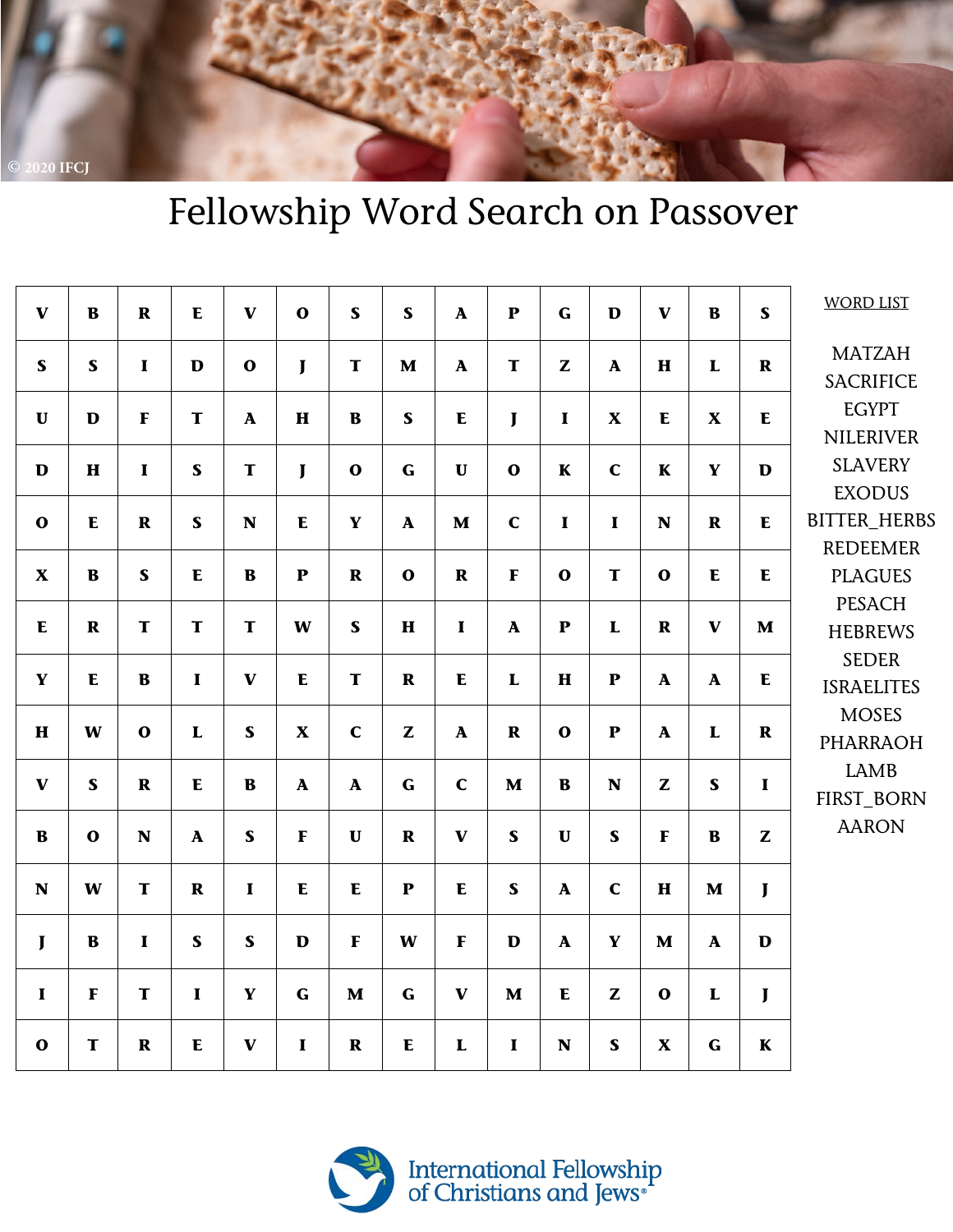# Fellowship Word Search on Passover

| | | | | | | | | | | | | | | |
|---|---|---|---|---|---|---|---|---|---|---|---|---|---|---|
| V | B | R | E | V | O | S | S | A | P | G | D | V | B | S |
| S | S | I | D | O | J | T | M | A | T | Z | A | H | L | R |
| U | D | F | T | A | H | B | S | E | J | I | X | E | X | E |
| D | H | I | S | T | J | O | G | U | O | K | C | K | Y | D |
| O | E | R | S | N | E | Y | A | M | C | I | I | N | R | E |
| X | B | S | E | B | P | R | O | R | F | O | T | O | E | E |
| E | R | T | T | T | W | S | H | I | A | P | L | R | V | M |
| Y | E | B | I | V | E | T | R | E | L | H | P | A | A | E |
| H | W | O | L | S | X | C | Z | A | R | O | P | A | L | R |
| V | S | R | E | B | A | A | G | C | M | B | N | Z | S | I |
| B | O | N | A | S | F | U | R | V | S | U | S | F | B | Z |
| N | W | T | R | I | E | E | P | E | S | A | C | H | M | J |
| J | B | I | S | S | D | F | W | F | D | A | Y | M | A | D |
| I | F | T | I | Y | G | M | G | V | M | E | Z | O | L | J |
| O | T | R | E | V | I | R | E | L | I | N | S | X | G | K |

WORD LIST

MATZAH
SACRIFICE
EGYPT
NILERIVER
SLAVERY
EXODUS
BITTER_HERBS
REDEEMER
PLAGUES
PESACH
HEBREWS
SEDER
ISRAELITES
MOSES
PHARRAOH
LAMB
FIRST_BORN
AARON

International Fellowship of Christians and Jews®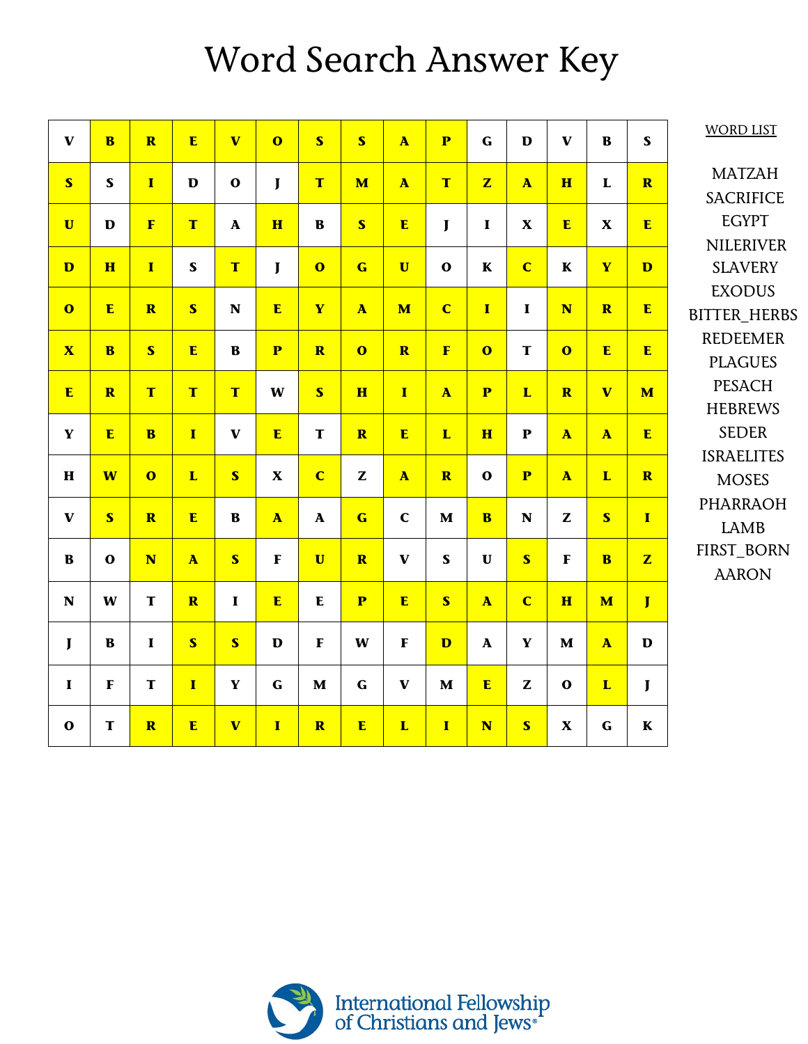# Word Search Answer Key

| | | | | | | | | | | | | | | |
|---|---|---|---|---|---|---|---|---|---|---|---|---|---|---|
| V | B | R | E | V | O | S | S | A | P | G | D | V | B | S |
| S | S | I | D | O | J | T | M | A | T | Z | A | H | L | R |
| U | D | F | T | A | H | B | S | E | J | I | X | E | X | E |
| D | H | I | S | T | J | O | G | U | O | K | C | K | Y | D |
| O | E | R | S | N | E | Y | A | M | C | I | I | N | R | E |
| X | B | S | E | B | P | R | O | R | F | O | T | O | E | E |
| E | R | T | T | T | W | S | H | I | A | P | L | R | V | M |
| Y | E | B | I | V | E | T | R | E | L | H | P | A | A | E |
| H | W | O | L | S | X | C | Z | A | R | O | P | A | L | R |
| V | S | R | E | B | A | A | G | C | M | B | N | Z | S | I |
| B | O | N | A | S | F | U | R | V | S | U | S | F | B | Z |
| N | W | T | R | I | E | E | P | E | S | A | C | H | M | J |
| J | B | I | S | S | D | F | W | F | D | A | Y | M | A | D |
| I | F | T | I | Y | G | M | G | V | M | E | Z | O | L | J |
| O | T | R | E | V | I | R | E | L | I | N | S | X | G | K |

WORD LIST

MATZAH
SACRIFICE
EGYPT
NILERIVER
SLAVERY
EXODUS
BITTER_HERBS
REDEEMER
PLAGUES
PESACH
HEBREWS
SEDER
ISRAELITES
MOSES
PHARRAOH
LAMB
FIRST_BORN
AARON

International Fellowship of Christians and Jews®